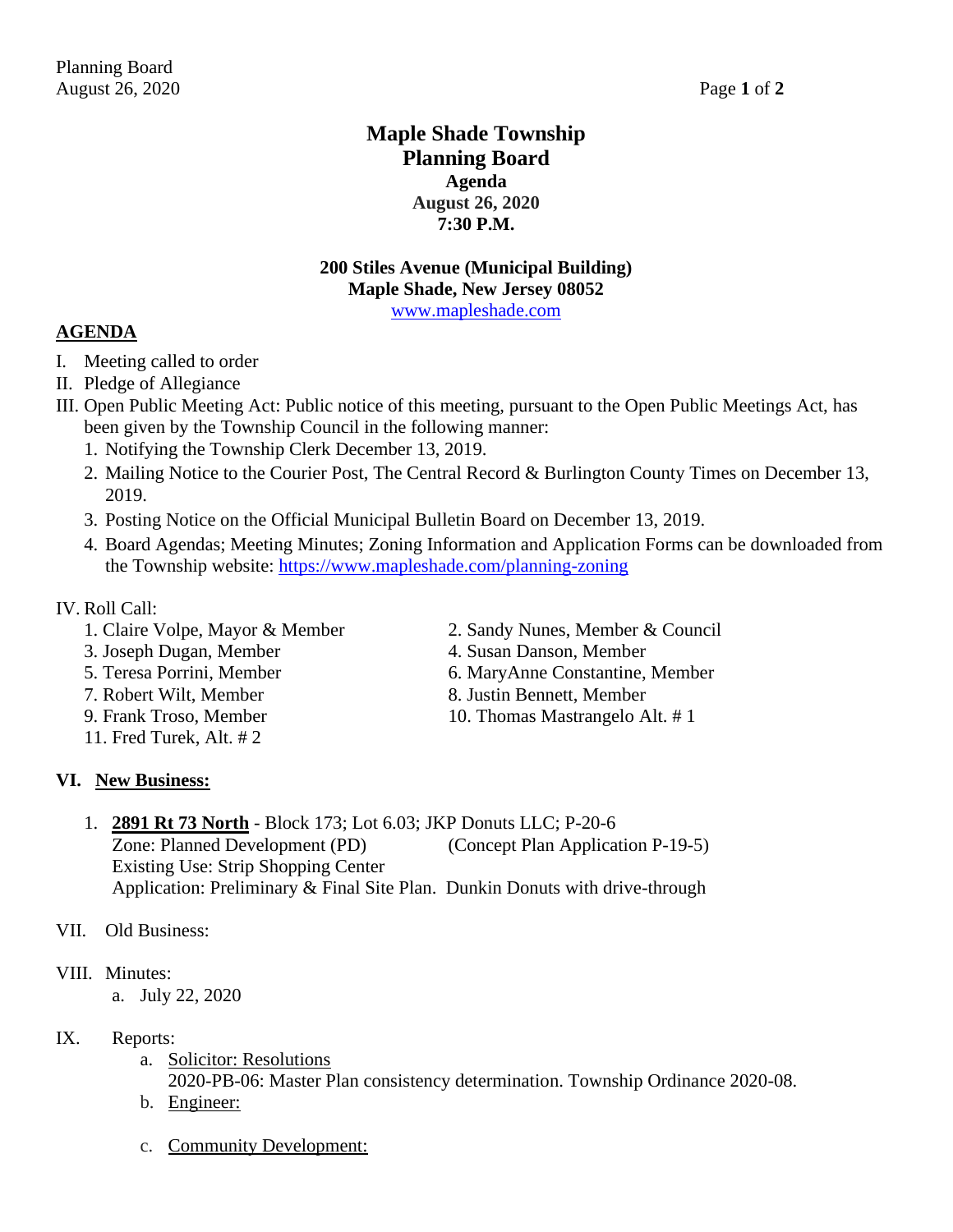# Maple Shade Township
# Planning Board
### Agenda
### August 26, 2020
### 7:30 P.M.

**200 Stiles Avenue (Municipal Building)**
**Maple Shade, New Jersey 08052**
www.mapleshade.com

## AGENDA

I. Meeting called to order

II. Pledge of Allegiance

III. Open Public Meeting Act: Public notice of this meeting, pursuant to the Open Public Meetings Act, has been given by the Township Council in the following manner:

1. Notifying the Township Clerk December 13, 2019.
2. Mailing Notice to the Courier Post, The Central Record & Burlington County Times on December 13, 2019.
3. Posting Notice on the Official Municipal Bulletin Board on December 13, 2019.
4. Board Agendas; Meeting Minutes; Zoning Information and Application Forms can be downloaded from the Township website: https://www.mapleshade.com/planning-zoning

IV. Roll Call:

1. Claire Volpe, Mayor & Member
2. Sandy Nunes, Member & Council
3. Joseph Dugan, Member
4. Susan Danson, Member
5. Teresa Porrini, Member
6. MaryAnne Constantine, Member
7. Robert Wilt, Member
8. Justin Bennett, Member
9. Frank Troso, Member
10. Thomas Mastrangelo Alt. # 1
11. Fred Turek, Alt. # 2

## VI. New Business:

1. **2891 Rt 73 North** - Block 173; Lot 6.03; JKP Donuts LLC; P-20-6
   Zone: Planned Development (PD) (Concept Plan Application P-19-5)
   Existing Use: Strip Shopping Center
   Application: Preliminary & Final Site Plan. Dunkin Donuts with drive-through

VII. Old Business:

VIII. Minutes:

a. July 22, 2020

IX. Reports:

a. Solicitor: Resolutions
   2020-PB-06: Master Plan consistency determination. Township Ordinance 2020-08.
b. Engineer:
c. Community Development: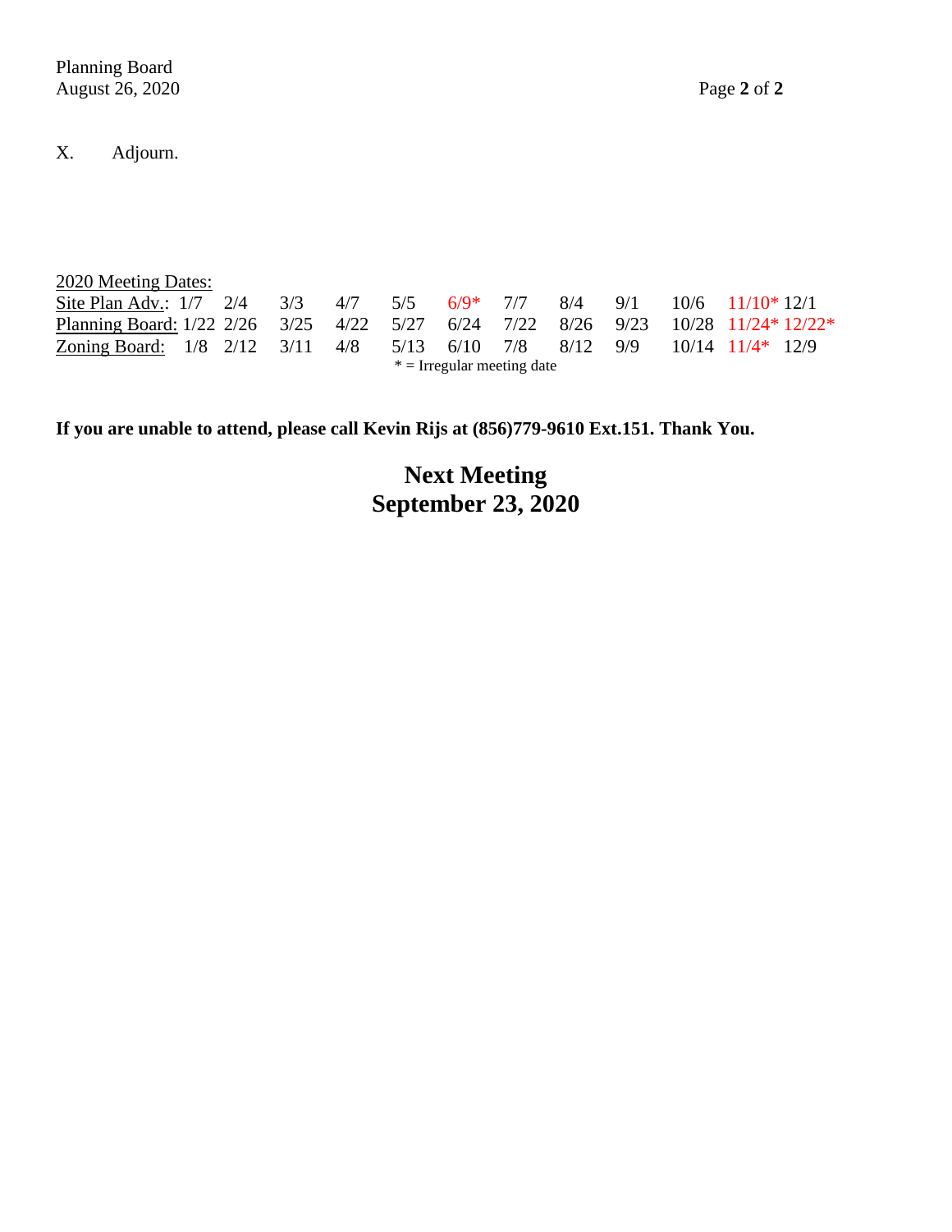X. Adjourn.

<u>2020 Meeting Dates:</u>

| | | | | | | | | | | | | |
|---|---|---|---|---|---|---|---|---|---|---|---|---|
| <u>Site Plan Adv.</u>: | 1/7 | 2/4 | 3/3 | 4/7 | 5/5 | 6/9* | 7/7 | 8/4 | 9/1 | 10/6 | 11/10* | 12/1 |
| <u>Planning Board:</u> | 1/22 | 2/26 | 3/25 | 4/22 | 5/27 | 6/24 | 7/22 | 8/26 | 9/23 | 10/28 | 11/24* | 12/22* |
| <u>Zoning Board:</u> | 1/8 | 2/12 | 3/11 | 4/8 | 5/13 | 6/10 | 7/8 | 8/12 | 9/9 | 10/14 | 11/4* | 12/9 |

* = Irregular meeting date

**If you are unable to attend, please call Kevin Rijs at (856)779-9610 Ext.151. Thank You.**

**Next Meeting**
**September 23, 2020**